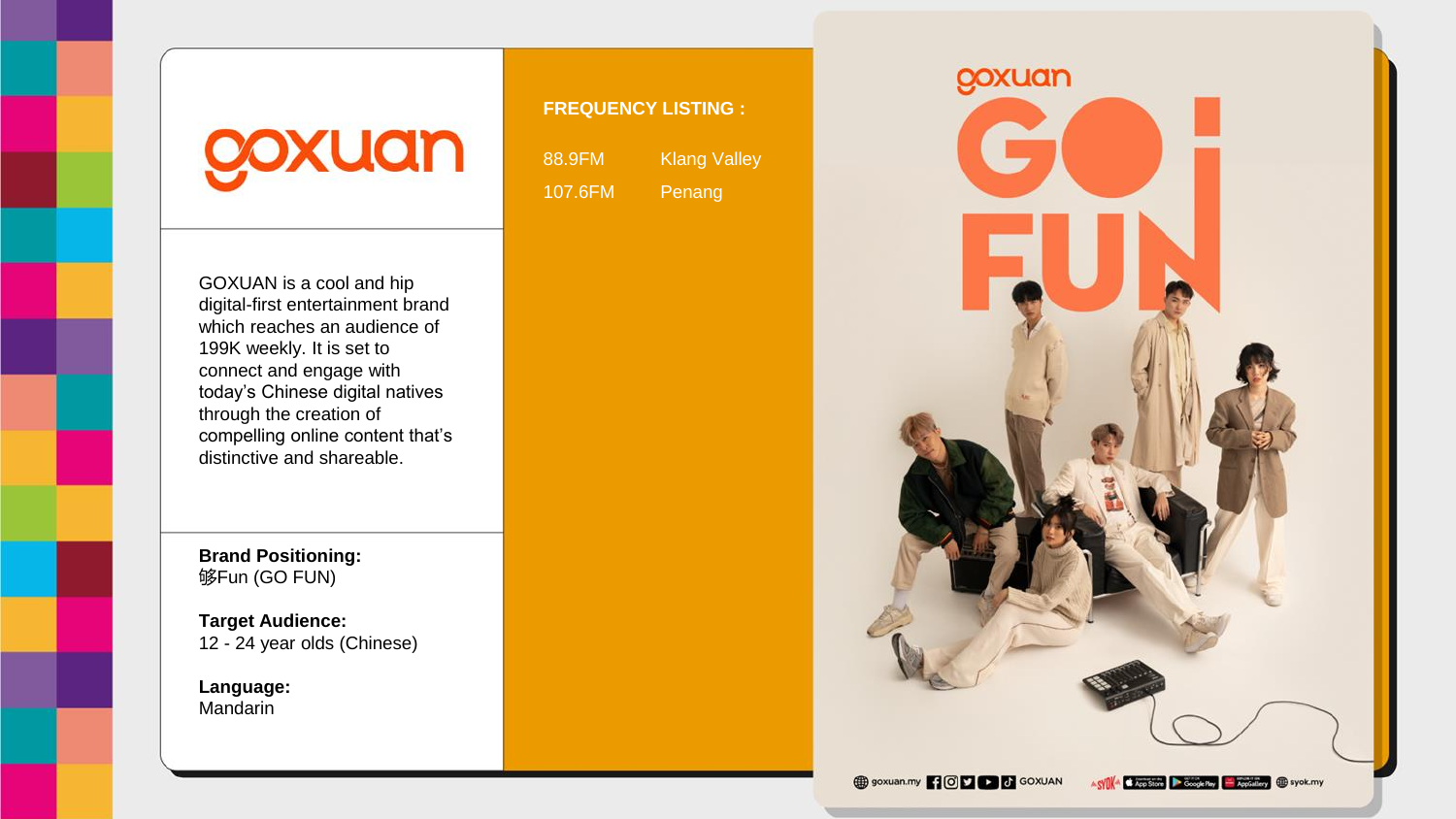# goxuan

GOXUAN is a cool and hip digital-first entertainment brand which reaches an audience of 199K weekly. It is set to connect and engage with today's Chinese digital natives through the creation of compelling online content that's distinctive and shareable.

**Brand Positioning:**
够Fun (GO FUN)

**Target Audience:**
12 - 24 year olds (Chinese)

**Language:**
Mandarin

**FREQUENCY LISTING :**

| | |
|---|---|
| 88.9FM | Klang Valley |
| 107.6FM | Penang |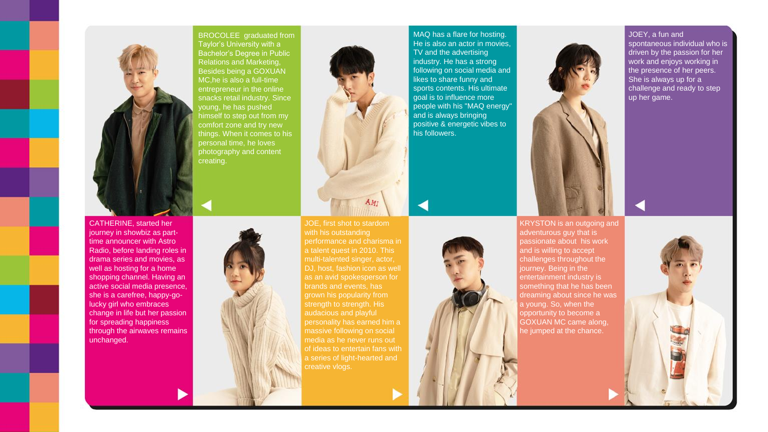BROCOLEE graduated from Taylor's University with a Bachelor's Degree in Public Relations and Marketing, Besides being a GOXUAN MC,he is also a full-time entrepreneur in the online snacks retail industry. Since young, he has pushed himself to step out from my comfort zone and try new things. When it comes to his personal time, he loves photography and content creating.

MAQ has a flare for hosting. He is also an actor in movies, TV and the advertising industry. He has a strong following on social media and likes to share funny and sports contents. His ultimate goal is to influence more people with his "MAQ energy" and is always bringing positive & energetic vibes to his followers.

JOEY, a fun and spontaneous individual who is driven by the passion for her work and enjoys working in the presence of her peers. She is always up for a challenge and ready to step up her game.

CATHERINE, started her journey in showbiz as part-time announcer with Astro Radio, before landing roles in drama series and movies, as well as hosting for a home shopping channel. Having an active social media presence, she is a carefree, happy-go-lucky girl who embraces change in life but her passion for spreading happiness through the airwaves remains unchanged.

JOE, first shot to stardom with his outstanding performance and charisma in a talent quest in 2010. This multi-talented singer, actor, DJ, host, fashion icon as well as an avid spokesperson for brands and events, has grown his popularity from strength to strength. His audacious and playful personality has earned him a massive following on social media as he never runs out of ideas to entertain fans with a series of light-hearted and creative vlogs.

KRYSTON is an outgoing and adventurous guy that is passionate about his work and is willing to accept challenges throughout the journey. Being in the entertainment industry is something that he has been dreaming about since he was a young. So, when the opportunity to become a GOXUAN MC came along, he jumped at the chance.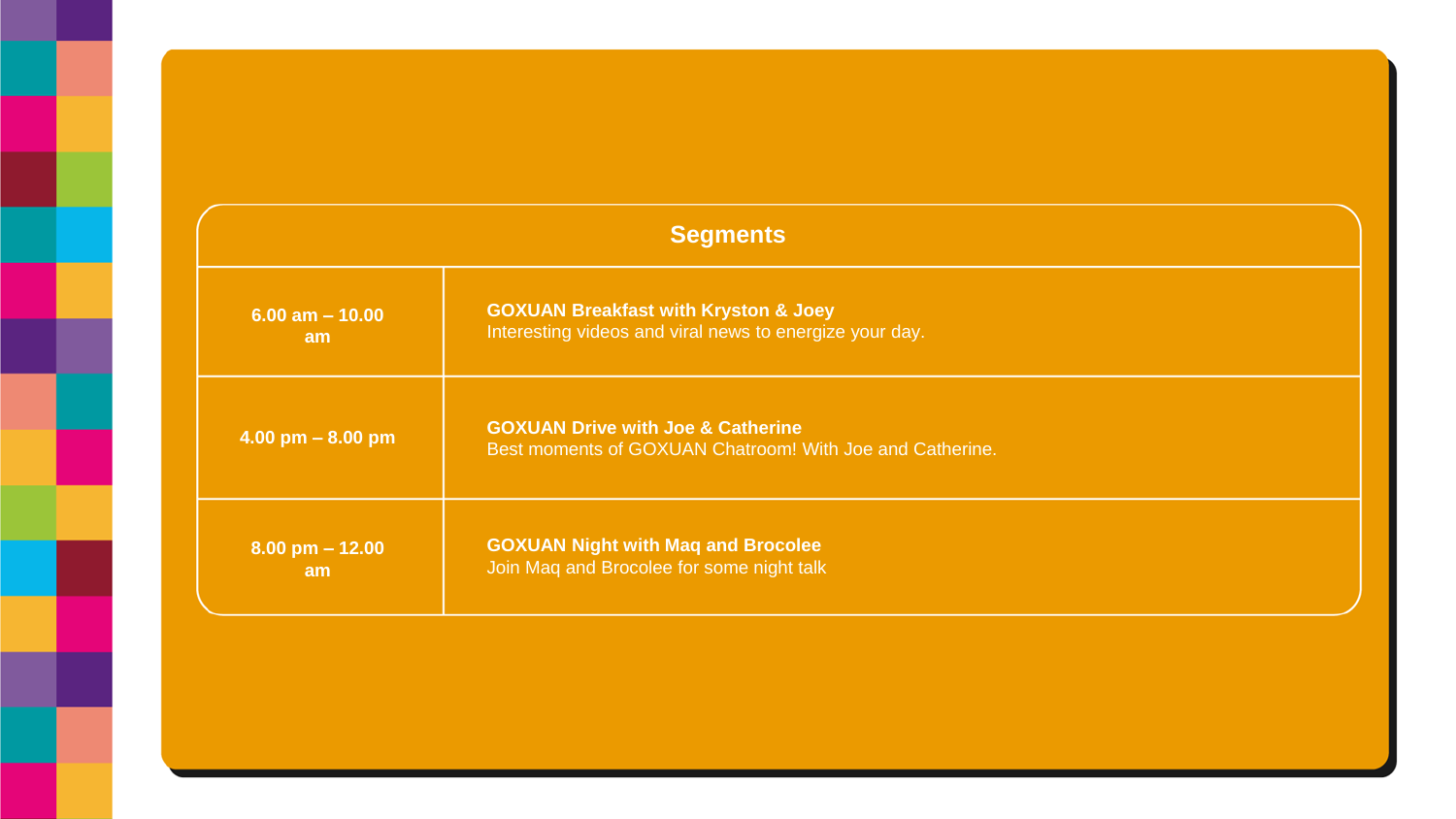| Segments | |
|---|---|
| **6.00 am – 10.00 am** | **GOXUAN Breakfast with Kryston & Joey**<br>Interesting videos and viral news to energize your day. |
| **4.00 pm – 8.00 pm** | **GOXUAN Drive with Joe & Catherine**<br>Best moments of GOXUAN Chatroom! With Joe and Catherine. |
| **8.00 pm – 12.00 am** | **GOXUAN Night with Maq and Brocolee**<br>Join Maq and Brocolee for some night talk |